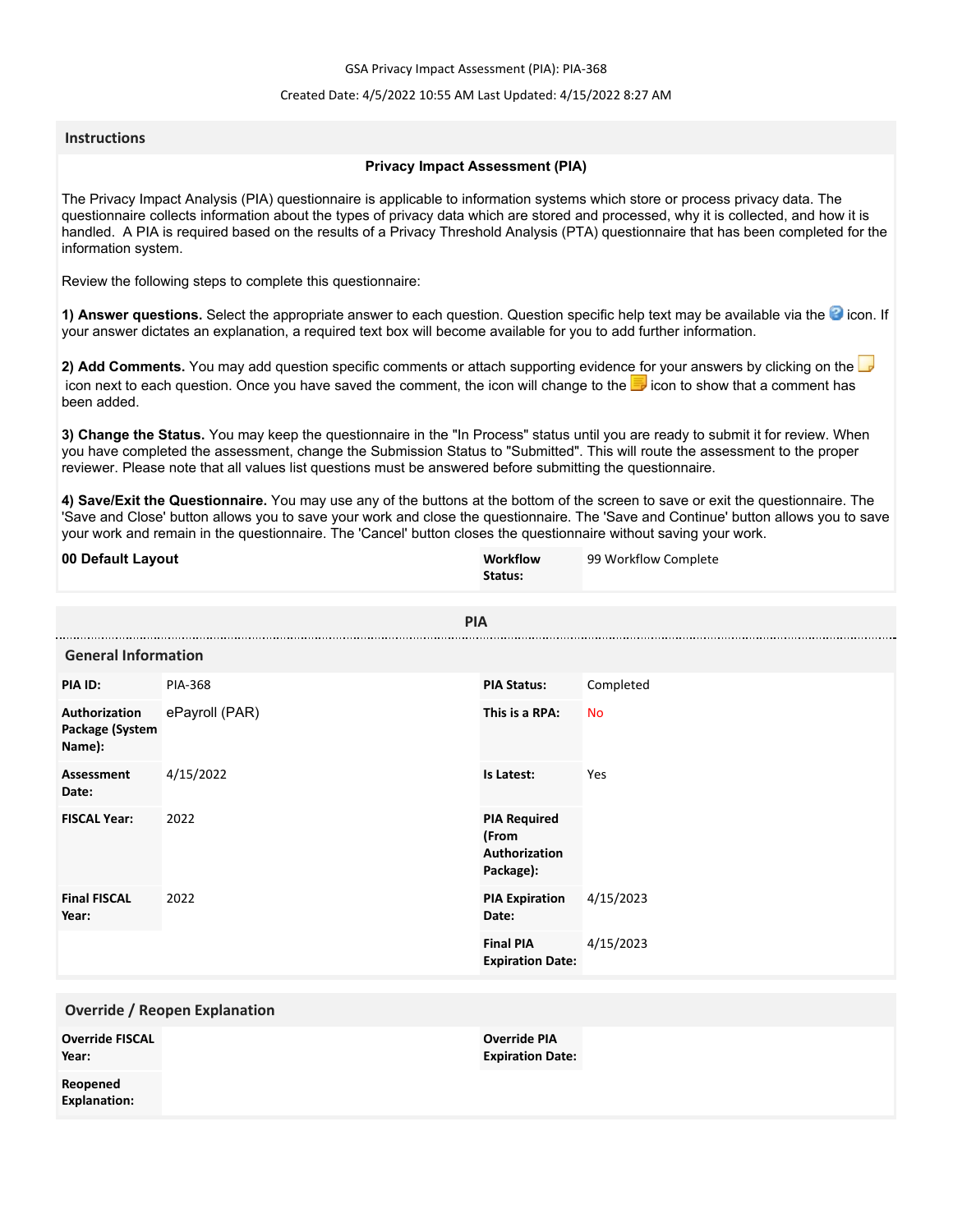GSA Privacy Impact Assessment (PIA): PIA-368

Created Date: 4/5/2022 10:55 AM Last Updated: 4/15/2022 8:27 AM

## Instructions

**Privacy Impact Assessment (PIA)**

The Privacy Impact Analysis (PIA) questionnaire is applicable to information systems which store or process privacy data. The questionnaire collects information about the types of privacy data which are stored and processed, why it is collected, and how it is handled. A PIA is required based on the results of a Privacy Threshold Analysis (PTA) questionnaire that has been completed for the information system.

Review the following steps to complete this questionnaire:

**1) Answer questions.** Select the appropriate answer to each question. Question specific help text may be available via the icon. If your answer dictates an explanation, a required text box will become available for you to add further information.

**2) Add Comments.** You may add question specific comments or attach supporting evidence for your answers by clicking on the icon next to each question. Once you have saved the comment, the icon will change to the icon to show that a comment has been added.

**3) Change the Status.** You may keep the questionnaire in the "In Process" status until you are ready to submit it for review. When you have completed the assessment, change the Submission Status to "Submitted". This will route the assessment to the proper reviewer. Please note that all values list questions must be answered before submitting the questionnaire.

**4) Save/Exit the Questionnaire.** You may use any of the buttons at the bottom of the screen to save or exit the questionnaire. The 'Save and Close' button allows you to save your work and close the questionnaire. The 'Save and Continue' button allows you to save your work and remain in the questionnaire. The 'Cancel' button closes the questionnaire without saving your work.

| **00 Default Layout** | **Workflow Status:** | 99 Workflow Complete |
|---|---|---|

## PIA

### General Information

| | | | |
|---|---|---|---|
| **PIA ID:** | PIA-368 | **PIA Status:** | Completed |
| **Authorization Package (System Name):** | ePayroll (PAR) | **This is a RPA:** | No |
| **Assessment Date:** | 4/15/2022 | **Is Latest:** | Yes |
| **FISCAL Year:** | 2022 | **PIA Required (From Authorization Package):** | |
| **Final FISCAL Year:** | 2022 | **PIA Expiration Date:** | 4/15/2023 |
| | | **Final PIA Expiration Date:** | 4/15/2023 |

### Override / Reopen Explanation

| | | | |
|---|---|---|---|
| **Override FISCAL Year:** | | **Override PIA Expiration Date:** | |
| **Reopened Explanation:** | | | |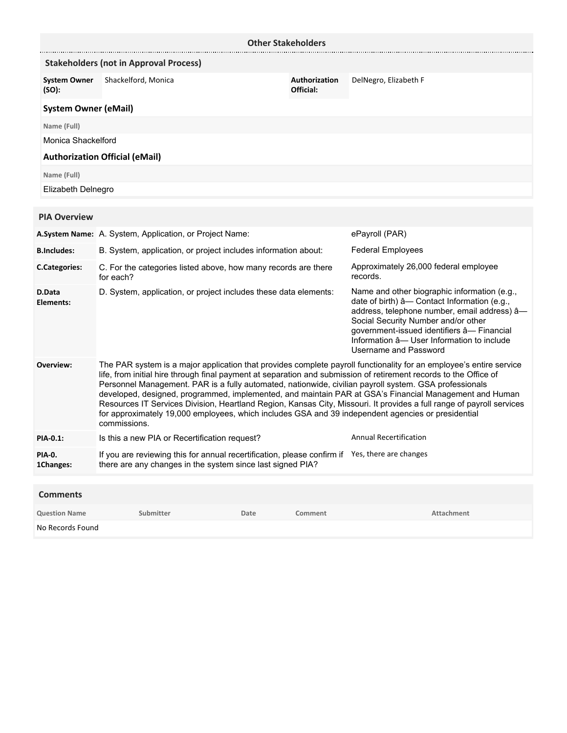## Other Stakeholders

### Stakeholders (not in Approval Process)

| | | | |
|---|---|---|---|
| **System Owner (SO):** | Shackelford, Monica | **Authorization Official:** | DelNegro, Elizabeth F |

### System Owner (eMail)

**Name (Full)**

Monica Shackelford

### Authorization Official (eMail)

**Name (Full)**

Elizabeth Delnegro

## PIA Overview

| | | |
|---|---|---|
| **A.System Name:** | A. System, Application, or Project Name: | ePayroll (PAR) |
| **B.Includes:** | B. System, application, or project includes information about: | Federal Employees |
| **C.Categories:** | C. For the categories listed above, how many records are there for each? | Approximately 26,000 federal employee records. |
| **D.Data Elements:** | D. System, application, or project includes these data elements: | Name and other biographic information (e.g., date of birth) â— Contact Information (e.g., address, telephone number, email address) â— Social Security Number and/or other government-issued identifiers â— Financial Information â— User Information to include Username and Password |
| **Overview:** | The PAR system is a major application that provides complete payroll functionality for an employee's entire service life, from initial hire through final payment at separation and submission of retirement records to the Office of Personnel Management. PAR is a fully automated, nationwide, civilian payroll system. GSA professionals developed, designed, programmed, implemented, and maintain PAR at GSA's Financial Management and Human Resources IT Services Division, Heartland Region, Kansas City, Missouri. It provides a full range of payroll services for approximately 19,000 employees, which includes GSA and 39 independent agencies or presidential commissions. | |
| **PIA-0.1:** | Is this a new PIA or Recertification request? | Annual Recertification |
| **PIA-0. 1Changes:** | If you are reviewing this for annual recertification, please confirm if there are any changes in the system since last signed PIA? | Yes, there are changes |

## Comments

| Question Name | Submitter | Date | Comment | Attachment |
|---|---|---|---|---|
| No Records Found | | | | |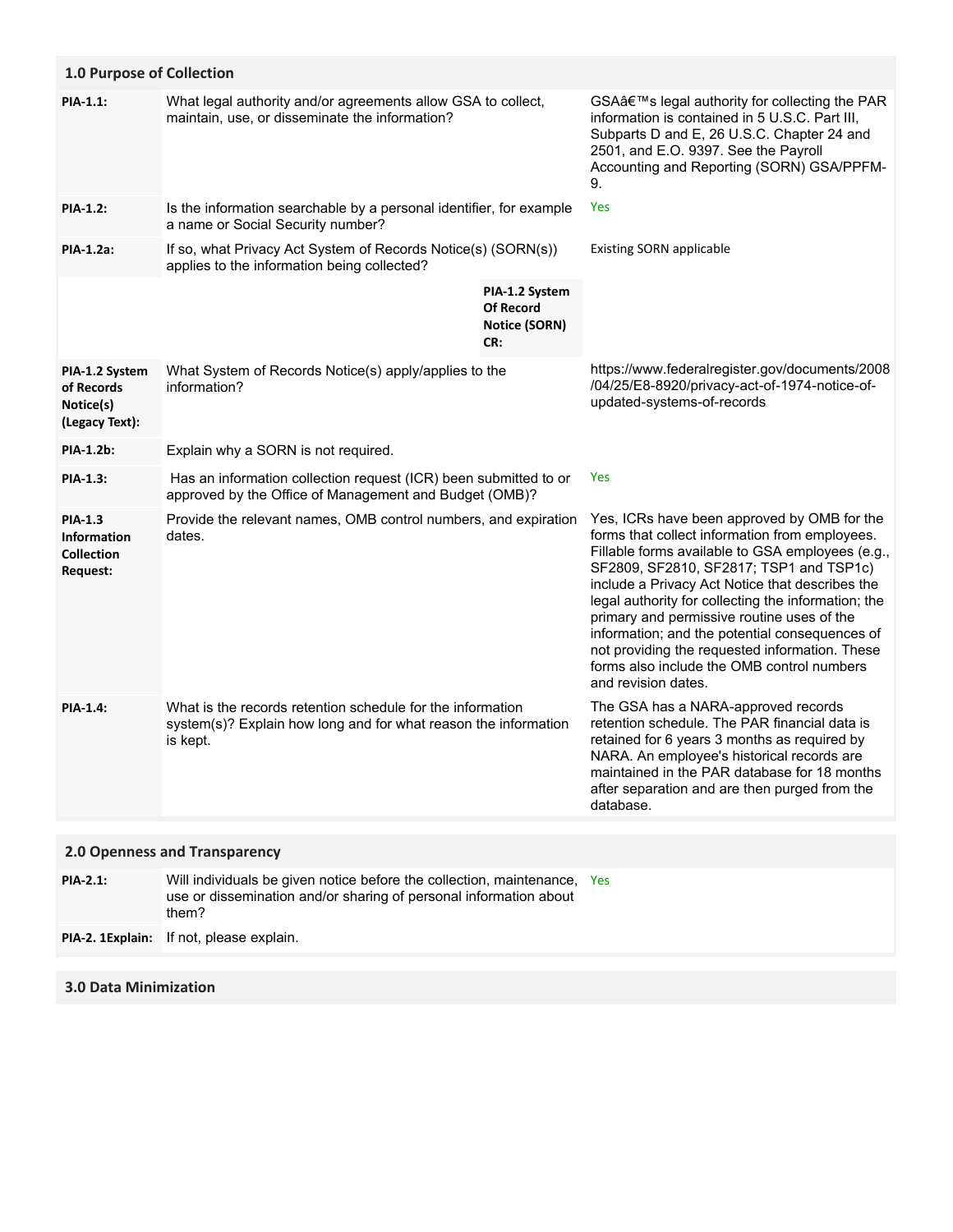## 1.0 Purpose of Collection

| | | |
|---|---|---|
| **PIA-1.1:** | What legal authority and/or agreements allow GSA to collect, maintain, use, or disseminate the information? | GSAâ€™s legal authority for collecting the PAR information is contained in 5 U.S.C. Part III, Subparts D and E, 26 U.S.C. Chapter 24 and 2501, and E.O. 9397. See the Payroll Accounting and Reporting (SORN) GSA/PPFM-9. |
| **PIA-1.2:** | Is the information searchable by a personal identifier, for example a name or Social Security number? | Yes |
| **PIA-1.2a:** | If so, what Privacy Act System of Records Notice(s) (SORN(s)) applies to the information being collected? | Existing SORN applicable |
| | **PIA-1.2 System Of Record Notice (SORN) CR:** | |
| **PIA-1.2 System of Records Notice(s) (Legacy Text):** | What System of Records Notice(s) apply/applies to the information? | https://www.federalregister.gov/documents/2008/04/25/E8-8920/privacy-act-of-1974-notice-of-updated-systems-of-records |
| **PIA-1.2b:** | Explain why a SORN is not required. | |
| **PIA-1.3:** | Has an information collection request (ICR) been submitted to or approved by the Office of Management and Budget (OMB)? | Yes |
| **PIA-1.3 Information Collection Request:** | Provide the relevant names, OMB control numbers, and expiration dates. | Yes, ICRs have been approved by OMB for the forms that collect information from employees. Fillable forms available to GSA employees (e.g., SF2809, SF2810, SF2817; TSP1 and TSP1c) include a Privacy Act Notice that describes the legal authority for collecting the information; the primary and permissive routine uses of the information; and the potential consequences of not providing the requested information. These forms also include the OMB control numbers and revision dates. |
| **PIA-1.4:** | What is the records retention schedule for the information system(s)? Explain how long and for what reason the information is kept. | The GSA has a NARA-approved records retention schedule. The PAR financial data is retained for 6 years 3 months as required by NARA. An employee's historical records are maintained in the PAR database for 18 months after separation and are then purged from the database. |

## 2.0 Openness and Transparency

| | | |
|---|---|---|
| **PIA-2.1:** | Will individuals be given notice before the collection, maintenance, use or dissemination and/or sharing of personal information about them? | Yes |
| **PIA-2. 1Explain:** | If not, please explain. | |

## 3.0 Data Minimization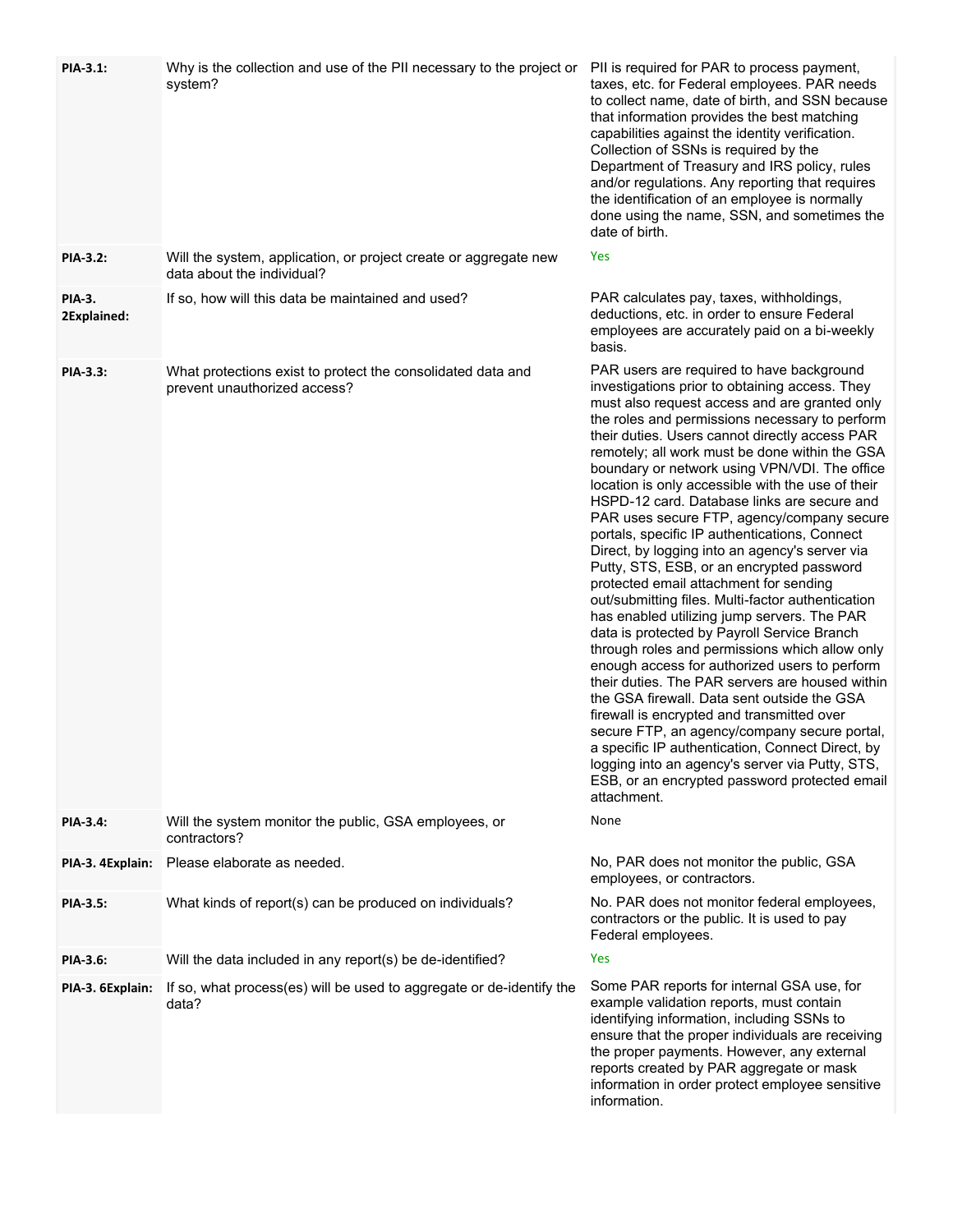| | | |
|---|---|---|
| **PIA-3.1:** | Why is the collection and use of the PII necessary to the project or system? | PII is required for PAR to process payment, taxes, etc. for Federal employees. PAR needs to collect name, date of birth, and SSN because that information provides the best matching capabilities against the identity verification. Collection of SSNs is required by the Department of Treasury and IRS policy, rules and/or regulations. Any reporting that requires the identification of an employee is normally done using the name, SSN, and sometimes the date of birth. |
| **PIA-3.2:** | Will the system, application, or project create or aggregate new data about the individual? | Yes |
| **PIA-3. 2Explained:** | If so, how will this data be maintained and used? | PAR calculates pay, taxes, withholdings, deductions, etc. in order to ensure Federal employees are accurately paid on a bi-weekly basis. |
| **PIA-3.3:** | What protections exist to protect the consolidated data and prevent unauthorized access? | PAR users are required to have background investigations prior to obtaining access. They must also request access and are granted only the roles and permissions necessary to perform their duties. Users cannot directly access PAR remotely; all work must be done within the GSA boundary or network using VPN/VDI. The office location is only accessible with the use of their HSPD-12 card. Database links are secure and PAR uses secure FTP, agency/company secure portals, specific IP authentications, Connect Direct, by logging into an agency's server via Putty, STS, ESB, or an encrypted password protected email attachment for sending out/submitting files. Multi-factor authentication has enabled utilizing jump servers. The PAR data is protected by Payroll Service Branch through roles and permissions which allow only enough access for authorized users to perform their duties. The PAR servers are housed within the GSA firewall. Data sent outside the GSA firewall is encrypted and transmitted over secure FTP, an agency/company secure portal, a specific IP authentication, Connect Direct, by logging into an agency's server via Putty, STS, ESB, or an encrypted password protected email attachment. |
| **PIA-3.4:** | Will the system monitor the public, GSA employees, or contractors? | None |
| **PIA-3. 4Explain:** | Please elaborate as needed. | No, PAR does not monitor the public, GSA employees, or contractors. |
| **PIA-3.5:** | What kinds of report(s) can be produced on individuals? | No. PAR does not monitor federal employees, contractors or the public. It is used to pay Federal employees. |
| **PIA-3.6:** | Will the data included in any report(s) be de-identified? | Yes |
| **PIA-3. 6Explain:** | If so, what process(es) will be used to aggregate or de-identify the data? | Some PAR reports for internal GSA use, for example validation reports, must contain identifying information, including SSNs to ensure that the proper individuals are receiving the proper payments. However, any external reports created by PAR aggregate or mask information in order protect employee sensitive information. |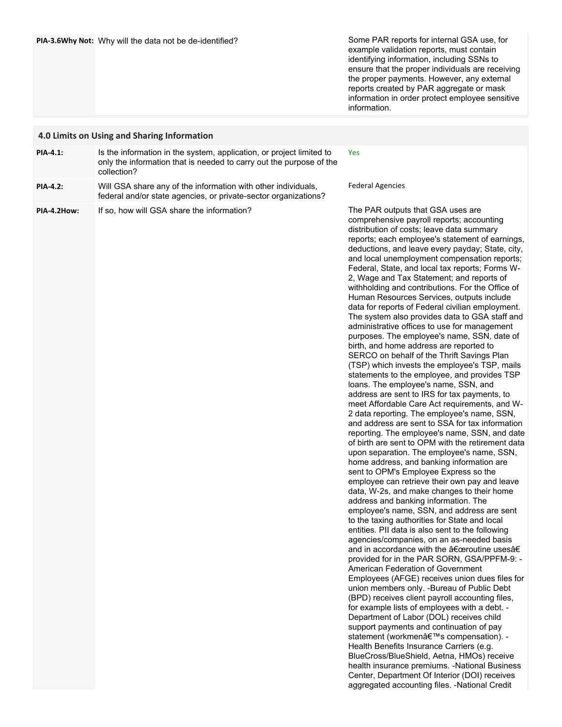| | | |
|---|---|---|
| **PIA-3.6Why Not:** | Why will the data not be de-identified? | Some PAR reports for internal GSA use, for example validation reports, must contain identifying information, including SSNs to ensure that the proper individuals are receiving the proper payments. However, any external reports created by PAR aggregate or mask information in order protect employee sensitive information. |

## 4.0 Limits on Using and Sharing Information

| | | |
|---|---|---|
| **PIA-4.1:** | Is the information in the system, application, or project limited to only the information that is needed to carry out the purpose of the collection? | Yes |
| **PIA-4.2:** | Will GSA share any of the information with other individuals, federal and/or state agencies, or private-sector organizations? | Federal Agencies |
| **PIA-4.2How:** | If so, how will GSA share the information? | The PAR outputs that GSA uses are comprehensive payroll reports; accounting distribution of costs; leave data summary reports; each employee's statement of earnings, deductions, and leave every payday; State, city, and local unemployment compensation reports; Federal, State, and local tax reports; Forms W-2, Wage and Tax Statement; and reports of withholding and contributions. For the Office of Human Resources Services, outputs include data for reports of Federal civilian employment. The system also provides data to GSA staff and administrative offices to use for management purposes. The employee's name, SSN, date of birth, and home address are reported to SERCO on behalf of the Thrift Savings Plan (TSP) which invests the employee's TSP, mails statements to the employee, and provides TSP loans. The employee's name, SSN, and address are sent to IRS for tax payments, to meet Affordable Care Act requirements, and W-2 data reporting. The employee's name, SSN, and address are sent to SSA for tax information reporting. The employee's name, SSN, and date of birth are sent to OPM with the retirement data upon separation. The employee's name, SSN, home address, and banking information are sent to OPM's Employee Express so the employee can retrieve their own pay and leave data, W-2s, and make changes to their home address and banking information. The employee's name, SSN, and address are sent to the taxing authorities for State and local entities. PII data is also sent to the following agencies/companies, on an as-needed basis and in accordance with the â€œroutine usesâ€ provided for in the PAR SORN, GSA/PPFM-9: -American Federation of Government Employees (AFGE) receives union dues files for union members only. -Bureau of Public Debt (BPD) receives client payroll accounting files, for example lists of employees with a debt. -Department of Labor (DOL) receives child support payments and continuation of pay statement (workmenâ€™s compensation). -Health Benefits Insurance Carriers (e.g. BlueCross/BlueShield, Aetna, HMOs) receive health insurance premiums. -National Business Center, Department Of Interior (DOI) receives aggregated accounting files. -National Credit |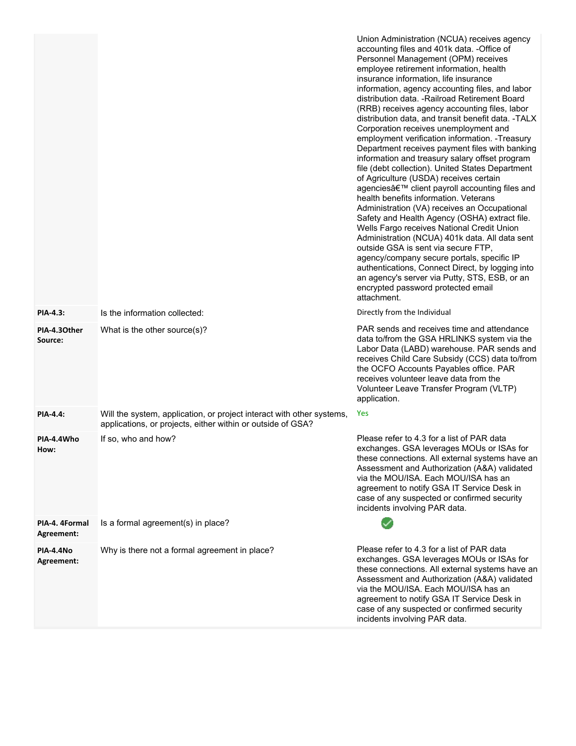| | | |
|---|---|---|
| | | Union Administration (NCUA) receives agency accounting files and 401k data. -Office of Personnel Management (OPM) receives employee retirement information, health insurance information, life insurance information, agency accounting files, and labor distribution data. -Railroad Retirement Board (RRB) receives agency accounting files, labor distribution data, and transit benefit data. -TALX Corporation receives unemployment and employment verification information. -Treasury Department receives payment files with banking information and treasury salary offset program file (debt collection). United States Department of Agriculture (USDA) receives certain agenciesâ€™ client payroll accounting files and health benefits information. Veterans Administration (VA) receives an Occupational Safety and Health Agency (OSHA) extract file. Wells Fargo receives National Credit Union Administration (NCUA) 401k data. All data sent outside GSA is sent via secure FTP, agency/company secure portals, specific IP authentications, Connect Direct, by logging into an agency's server via Putty, STS, ESB, or an encrypted password protected email attachment. |
| **PIA-4.3:** | Is the information collected: | Directly from the Individual |
| **PIA-4.3Other Source:** | What is the other source(s)? | PAR sends and receives time and attendance data to/from the GSA HRLINKS system via the Labor Data (LABD) warehouse. PAR sends and receives Child Care Subsidy (CCS) data to/from the OCFO Accounts Payables office. PAR receives volunteer leave data from the Volunteer Leave Transfer Program (VLTP) application. |
| **PIA-4.4:** | Will the system, application, or project interact with other systems, applications, or projects, either within or outside of GSA? | Yes |
| **PIA-4.4Who How:** | If so, who and how? | Please refer to 4.3 for a list of PAR data exchanges. GSA leverages MOUs or ISAs for these connections. All external systems have an Assessment and Authorization (A&A) validated via the MOU/ISA. Each MOU/ISA has an agreement to notify GSA IT Service Desk in case of any suspected or confirmed security incidents involving PAR data. |
| **PIA-4. 4Formal Agreement:** | Is a formal agreement(s) in place? | ✓ |
| **PIA-4.4No Agreement:** | Why is there not a formal agreement in place? | Please refer to 4.3 for a list of PAR data exchanges. GSA leverages MOUs or ISAs for these connections. All external systems have an Assessment and Authorization (A&A) validated via the MOU/ISA. Each MOU/ISA has an agreement to notify GSA IT Service Desk in case of any suspected or confirmed security incidents involving PAR data. |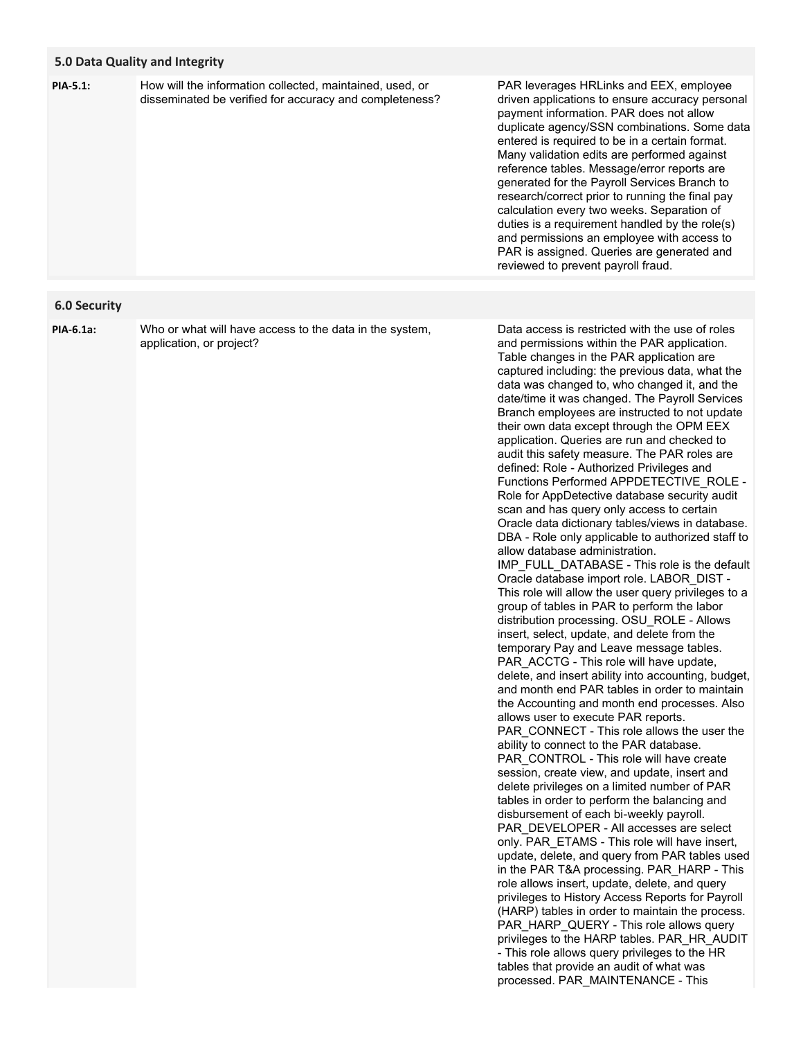## 5.0 Data Quality and Integrity

| | | |
|---|---|---|
| **PIA-5.1:** | How will the information collected, maintained, used, or disseminated be verified for accuracy and completeness? | PAR leverages HRLinks and EEX, employee driven applications to ensure accuracy personal payment information. PAR does not allow duplicate agency/SSN combinations. Some data entered is required to be in a certain format. Many validation edits are performed against reference tables. Message/error reports are generated for the Payroll Services Branch to research/correct prior to running the final pay calculation every two weeks. Separation of duties is a requirement handled by the role(s) and permissions an employee with access to PAR is assigned. Queries are generated and reviewed to prevent payroll fraud. |

## 6.0 Security

| | | |
|---|---|---|
| **PIA-6.1a:** | Who or what will have access to the data in the system, application, or project? | Data access is restricted with the use of roles and permissions within the PAR application. Table changes in the PAR application are captured including: the previous data, what the data was changed to, who changed it, and the date/time it was changed. The Payroll Services Branch employees are instructed to not update their own data except through the OPM EEX application. Queries are run and checked to audit this safety measure. The PAR roles are defined: Role - Authorized Privileges and Functions Performed APPDETECTIVE_ROLE - Role for AppDetective database security audit scan and has query only access to certain Oracle data dictionary tables/views in database. DBA - Role only applicable to authorized staff to allow database administration. IMP_FULL_DATABASE - This role is the default Oracle database import role. LABOR_DIST - This role will allow the user query privileges to a group of tables in PAR to perform the labor distribution processing. OSU_ROLE - Allows insert, select, update, and delete from the temporary Pay and Leave message tables. PAR_ACCTG - This role will have update, delete, and insert ability into accounting, budget, and month end PAR tables in order to maintain the Accounting and month end processes. Also allows user to execute PAR reports. PAR_CONNECT - This role allows the user the ability to connect to the PAR database. PAR_CONTROL - This role will have create session, create view, and update, insert and delete privileges on a limited number of PAR tables in order to perform the balancing and disbursement of each bi-weekly payroll. PAR_DEVELOPER - All accesses are select only. PAR_ETAMS - This role will have insert, update, delete, and query from PAR tables used in the PAR T&A processing. PAR_HARP - This role allows insert, update, delete, and query privileges to History Access Reports for Payroll (HARP) tables in order to maintain the process. PAR_HARP_QUERY - This role allows query privileges to the HARP tables. PAR_HR_AUDIT - This role allows query privileges to the HR tables that provide an audit of what was processed. PAR_MAINTENANCE - This |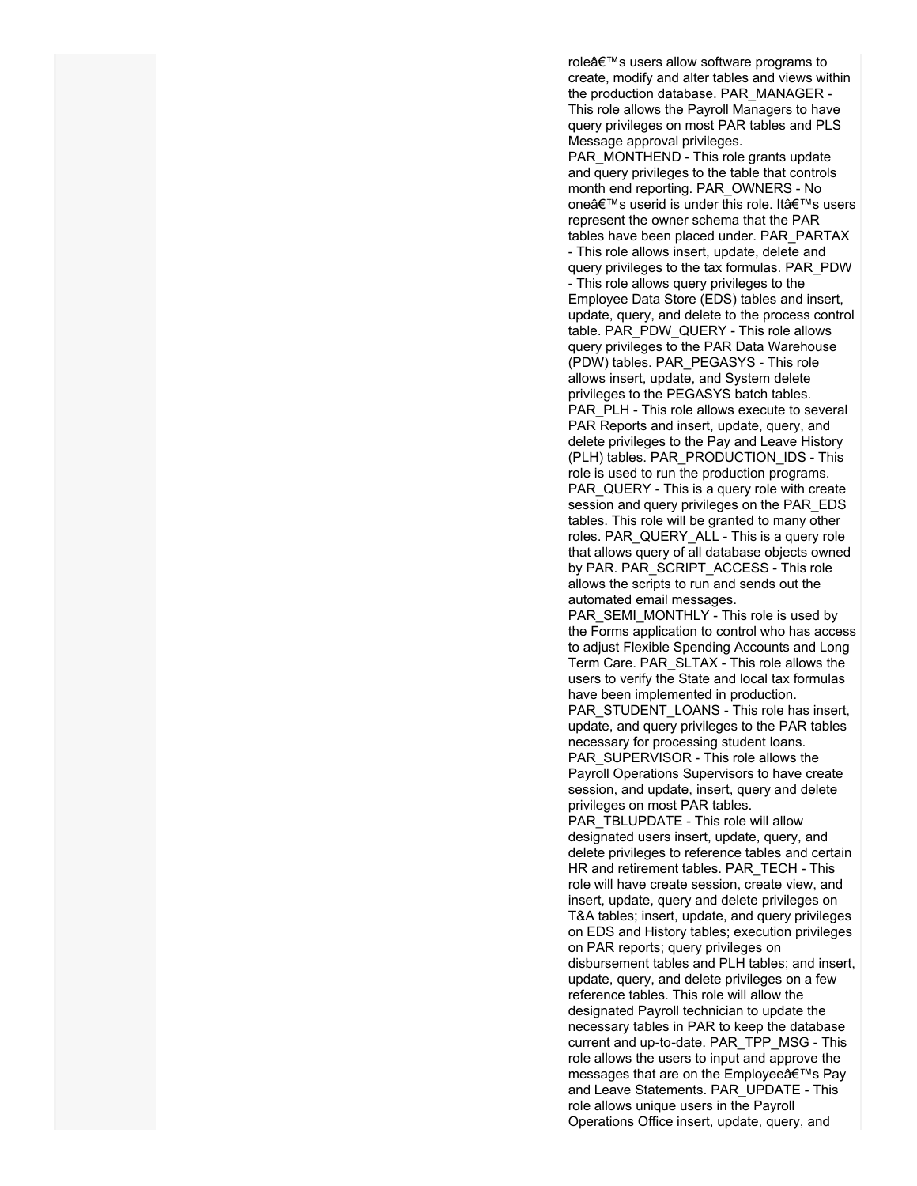roleâ€™s users allow software programs to create, modify and alter tables and views within the production database. PAR_MANAGER - This role allows the Payroll Managers to have query privileges on most PAR tables and PLS Message approval privileges. PAR_MONTHEND - This role grants update and query privileges to the table that controls month end reporting. PAR_OWNERS - No oneâ€™s userid is under this role. Itâ€™s users represent the owner schema that the PAR tables have been placed under. PAR_PARTAX - This role allows insert, update, delete and query privileges to the tax formulas. PAR_PDW - This role allows query privileges to the Employee Data Store (EDS) tables and insert, update, query, and delete to the process control table. PAR_PDW_QUERY - This role allows query privileges to the PAR Data Warehouse (PDW) tables. PAR_PEGASYS - This role allows insert, update, and System delete privileges to the PEGASYS batch tables. PAR_PLH - This role allows execute to several PAR Reports and insert, update, query, and delete privileges to the Pay and Leave History (PLH) tables. PAR_PRODUCTION_IDS - This role is used to run the production programs. PAR_QUERY - This is a query role with create session and query privileges on the PAR_EDS tables. This role will be granted to many other roles. PAR_QUERY_ALL - This is a query role that allows query of all database objects owned by PAR. PAR_SCRIPT_ACCESS - This role allows the scripts to run and sends out the automated email messages. PAR_SEMI_MONTHLY - This role is used by the Forms application to control who has access to adjust Flexible Spending Accounts and Long Term Care. PAR_SLTAX - This role allows the users to verify the State and local tax formulas have been implemented in production. PAR_STUDENT_LOANS - This role has insert, update, and query privileges to the PAR tables necessary for processing student loans. PAR_SUPERVISOR - This role allows the Payroll Operations Supervisors to have create session, and update, insert, query and delete privileges on most PAR tables. PAR_TBLUPDATE - This role will allow designated users insert, update, query, and delete privileges to reference tables and certain HR and retirement tables. PAR_TECH - This role will have create session, create view, and insert, update, query and delete privileges on T&A tables; insert, update, and query privileges on EDS and History tables; execution privileges on PAR reports; query privileges on disbursement tables and PLH tables; and insert, update, query, and delete privileges on a few reference tables. This role will allow the designated Payroll technician to update the necessary tables in PAR to keep the database current and up-to-date. PAR_TPP_MSG - This role allows the users to input and approve the messages that are on the Employeeâ€™s Pay and Leave Statements. PAR_UPDATE - This role allows unique users in the Payroll Operations Office insert, update, query, and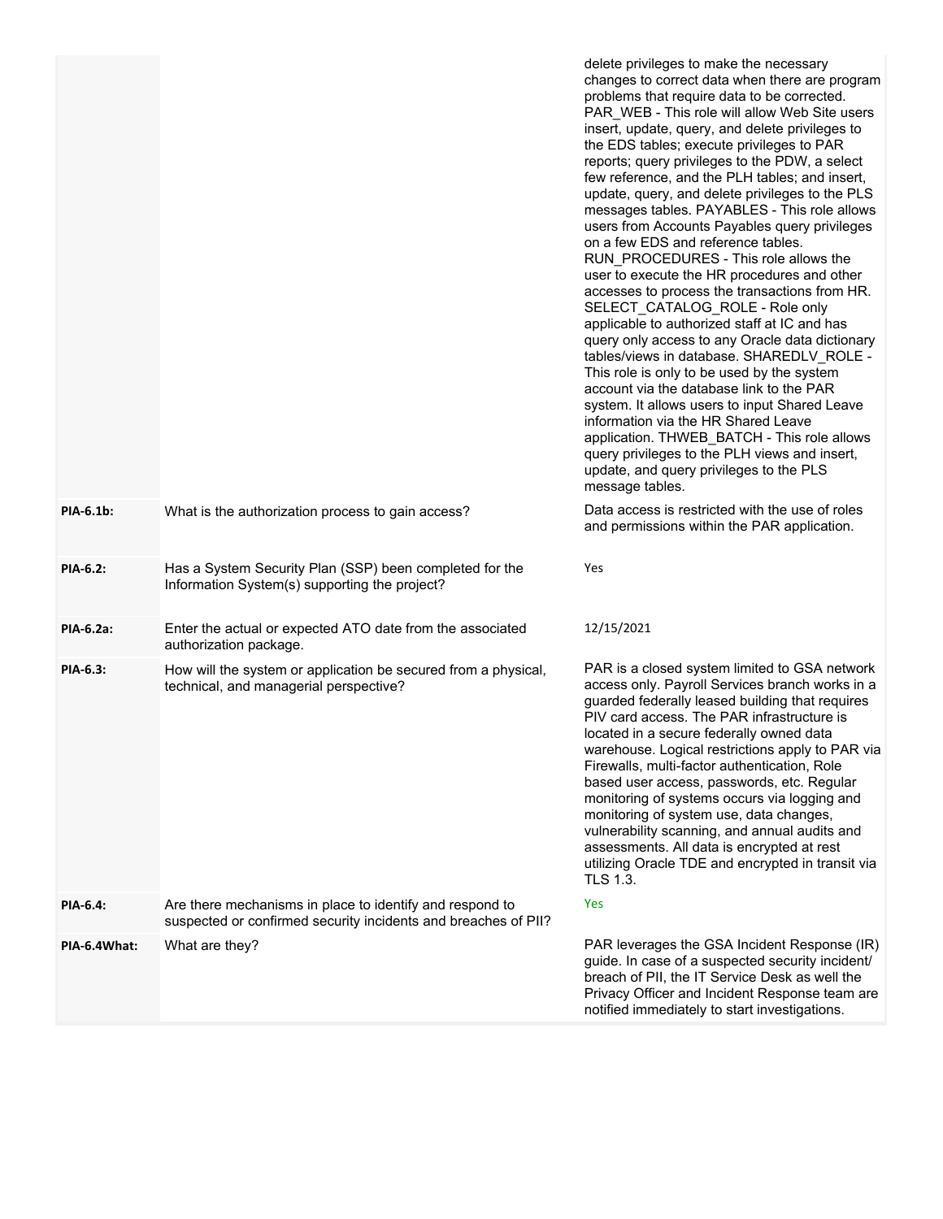| | | |
|---|---|---|
| | | delete privileges to make the necessary changes to correct data when there are program problems that require data to be corrected. PAR_WEB - This role will allow Web Site users insert, update, query, and delete privileges to the EDS tables; execute privileges to PAR reports; query privileges to the PDW, a select few reference, and the PLH tables; and insert, update, query, and delete privileges to the PLS messages tables. PAYABLES - This role allows users from Accounts Payables query privileges on a few EDS and reference tables. RUN_PROCEDURES - This role allows the user to execute the HR procedures and other accesses to process the transactions from HR. SELECT_CATALOG_ROLE - Role only applicable to authorized staff at IC and has query only access to any Oracle data dictionary tables/views in database. SHAREDLV_ROLE - This role is only to be used by the system account via the database link to the PAR system. It allows users to input Shared Leave information via the HR Shared Leave application. THWEB_BATCH - This role allows query privileges to the PLH views and insert, update, and query privileges to the PLS message tables. |
| **PIA-6.1b:** | What is the authorization process to gain access? | Data access is restricted with the use of roles and permissions within the PAR application. |
| **PIA-6.2:** | Has a System Security Plan (SSP) been completed for the Information System(s) supporting the project? | Yes |
| **PIA-6.2a:** | Enter the actual or expected ATO date from the associated authorization package. | 12/15/2021 |
| **PIA-6.3:** | How will the system or application be secured from a physical, technical, and managerial perspective? | PAR is a closed system limited to GSA network access only. Payroll Services branch works in a guarded federally leased building that requires PIV card access. The PAR infrastructure is located in a secure federally owned data warehouse. Logical restrictions apply to PAR via Firewalls, multi-factor authentication, Role based user access, passwords, etc. Regular monitoring of systems occurs via logging and monitoring of system use, data changes, vulnerability scanning, and annual audits and assessments. All data is encrypted at rest utilizing Oracle TDE and encrypted in transit via TLS 1.3. |
| **PIA-6.4:** | Are there mechanisms in place to identify and respond to suspected or confirmed security incidents and breaches of PII? | Yes |
| **PIA-6.4What:** | What are they? | PAR leverages the GSA Incident Response (IR) guide. In case of a suspected security incident/ breach of PII, the IT Service Desk as well the Privacy Officer and Incident Response team are notified immediately to start investigations. |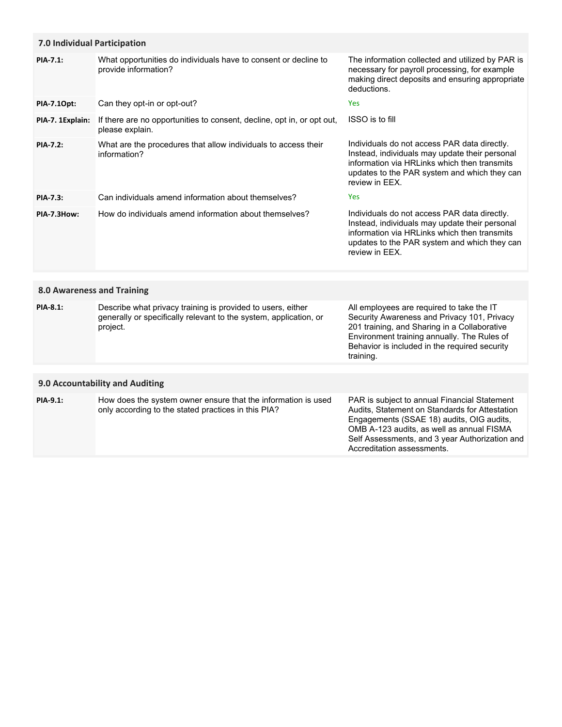## 7.0 Individual Participation

| | | |
|---|---|---|
| **PIA-7.1:** | What opportunities do individuals have to consent or decline to provide information? | The information collected and utilized by PAR is necessary for payroll processing, for example making direct deposits and ensuring appropriate deductions. |
| **PIA-7.1Opt:** | Can they opt-in or opt-out? | Yes |
| **PIA-7. 1Explain:** | If there are no opportunities to consent, decline, opt in, or opt out, please explain. | ISSO is to fill |
| **PIA-7.2:** | What are the procedures that allow individuals to access their information? | Individuals do not access PAR data directly. Instead, individuals may update their personal information via HRLinks which then transmits updates to the PAR system and which they can review in EEX. |
| **PIA-7.3:** | Can individuals amend information about themselves? | Yes |
| **PIA-7.3How:** | How do individuals amend information about themselves? | Individuals do not access PAR data directly. Instead, individuals may update their personal information via HRLinks which then transmits updates to the PAR system and which they can review in EEX. |

## 8.0 Awareness and Training

| | | |
|---|---|---|
| **PIA-8.1:** | Describe what privacy training is provided to users, either generally or specifically relevant to the system, application, or project. | All employees are required to take the IT Security Awareness and Privacy 101, Privacy 201 training, and Sharing in a Collaborative Environment training annually. The Rules of Behavior is included in the required security training. |

## 9.0 Accountability and Auditing

| | | |
|---|---|---|
| **PIA-9.1:** | How does the system owner ensure that the information is used only according to the stated practices in this PIA? | PAR is subject to annual Financial Statement Audits, Statement on Standards for Attestation Engagements (SSAE 18) audits, OIG audits, OMB A-123 audits, as well as annual FISMA Self Assessments, and 3 year Authorization and Accreditation assessments. |